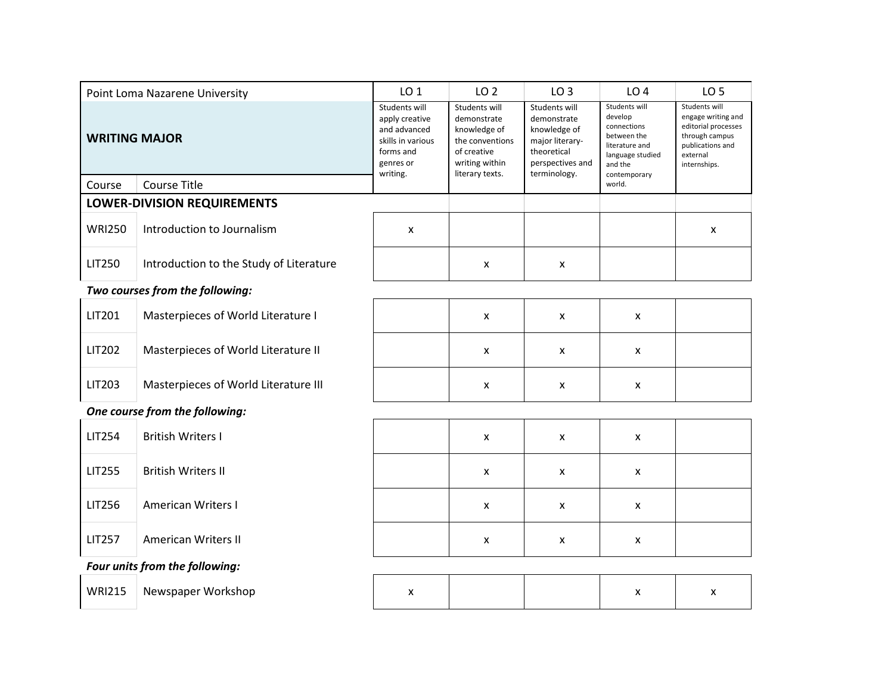| Point Loma Nazarene University | | LO 1 | LO 2 | LO 3 | LO 4 | LO 5 |
|---|---|---|---|---|---|---|
| **WRITING MAJOR** | | Students will apply creative and advanced skills in various forms and genres or writing. | Students will demonstrate knowledge of the conventions of creative writing within literary texts. | Students will demonstrate knowledge of major literary-theoretical perspectives and terminology. | Students will develop connections between the literature and language studied and the contemporary world. | Students will engage writing and editorial processes through campus publications and external internships. |
| Course | Course Title | | | | | |
| **LOWER-DIVISION REQUIREMENTS** | | | | | | |
| WRI250 | Introduction to Journalism | x | | | | x |
| LIT250 | Introduction to the Study of Literature | | x | x | | |
| ***Two courses from the following:*** | | | | | | |
| LIT201 | Masterpieces of World Literature I | | x | x | x | |
| LIT202 | Masterpieces of World Literature II | | x | x | x | |
| LIT203 | Masterpieces of World Literature III | | x | x | x | |
| ***One course from the following:*** | | | | | | |
| LIT254 | British Writers I | | x | x | x | |
| LIT255 | British Writers II | | x | x | x | |
| LIT256 | American Writers I | | x | x | x | |
| LIT257 | American Writers II | | x | x | x | |
| ***Four units from the following:*** | | | | | | |
| WRI215 | Newspaper Workshop | x | | | x | x |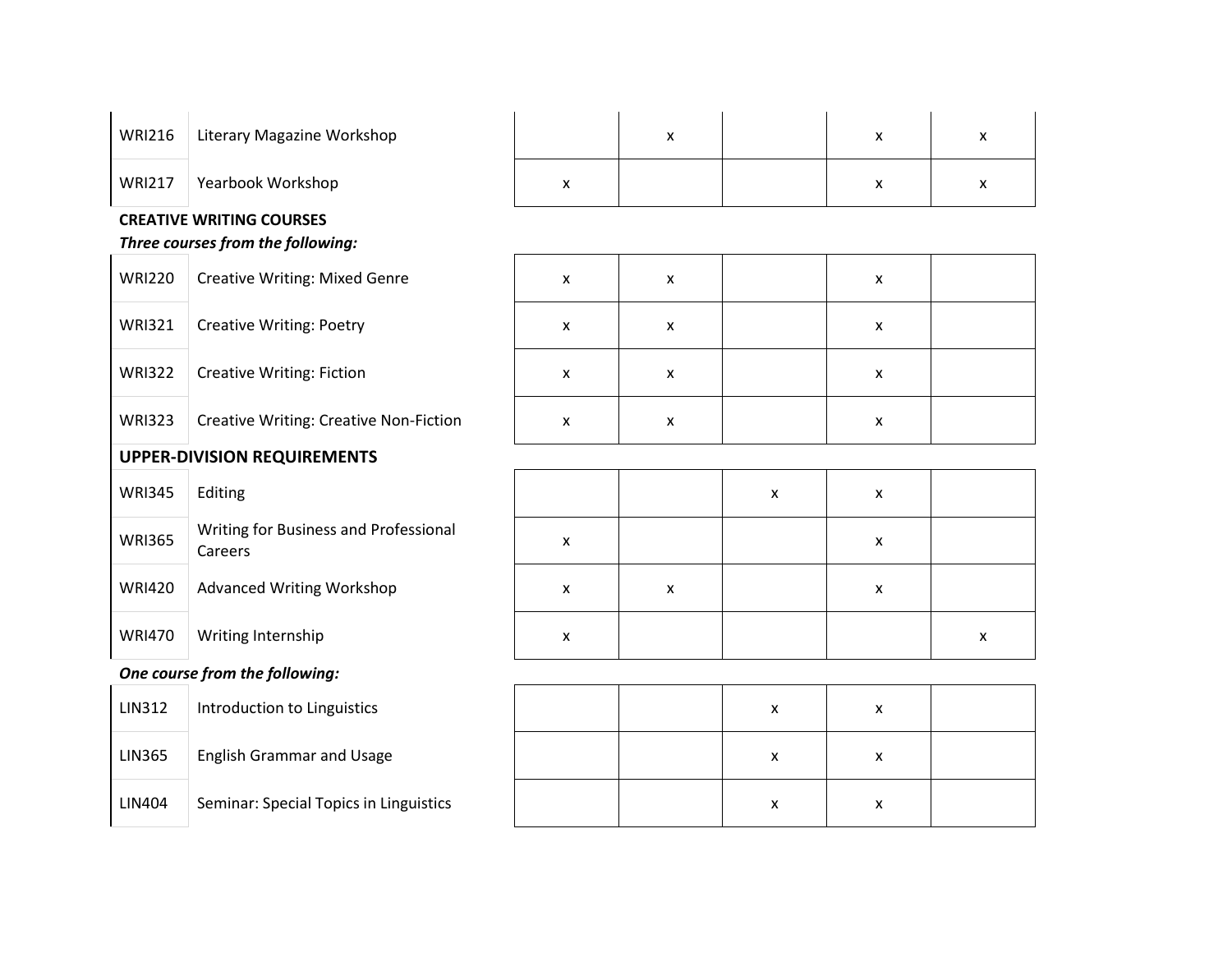| | | | | | | |
|---|---|---|---|---|---|---|
| WRI216 | Literary Magazine Workshop | | x | | x | x |
| WRI217 | Yearbook Workshop | x | | | x | x |

**CREATIVE WRITING COURSES**

***Three courses from the following:***

| | | | | | | |
|---|---|---|---|---|---|---|
| WRI220 | Creative Writing: Mixed Genre | x | x | | x | |
| WRI321 | Creative Writing: Poetry | x | x | | x | |
| WRI322 | Creative Writing: Fiction | x | x | | x | |
| WRI323 | Creative Writing: Creative Non-Fiction | x | x | | x | |

## UPPER-DIVISION REQUIREMENTS

| | | | | | | |
|---|---|---|---|---|---|---|
| WRI345 | Editing | | | x | x | |
| WRI365 | Writing for Business and Professional Careers | x | | | x | |
| WRI420 | Advanced Writing Workshop | x | x | | x | |
| WRI470 | Writing Internship | x | | | | x |

***One course from the following:***

| | | | | | | |
|---|---|---|---|---|---|---|
| LIN312 | Introduction to Linguistics | | | x | x | |
| LIN365 | English Grammar and Usage | | | x | x | |
| LIN404 | Seminar: Special Topics in Linguistics | | | x | x | |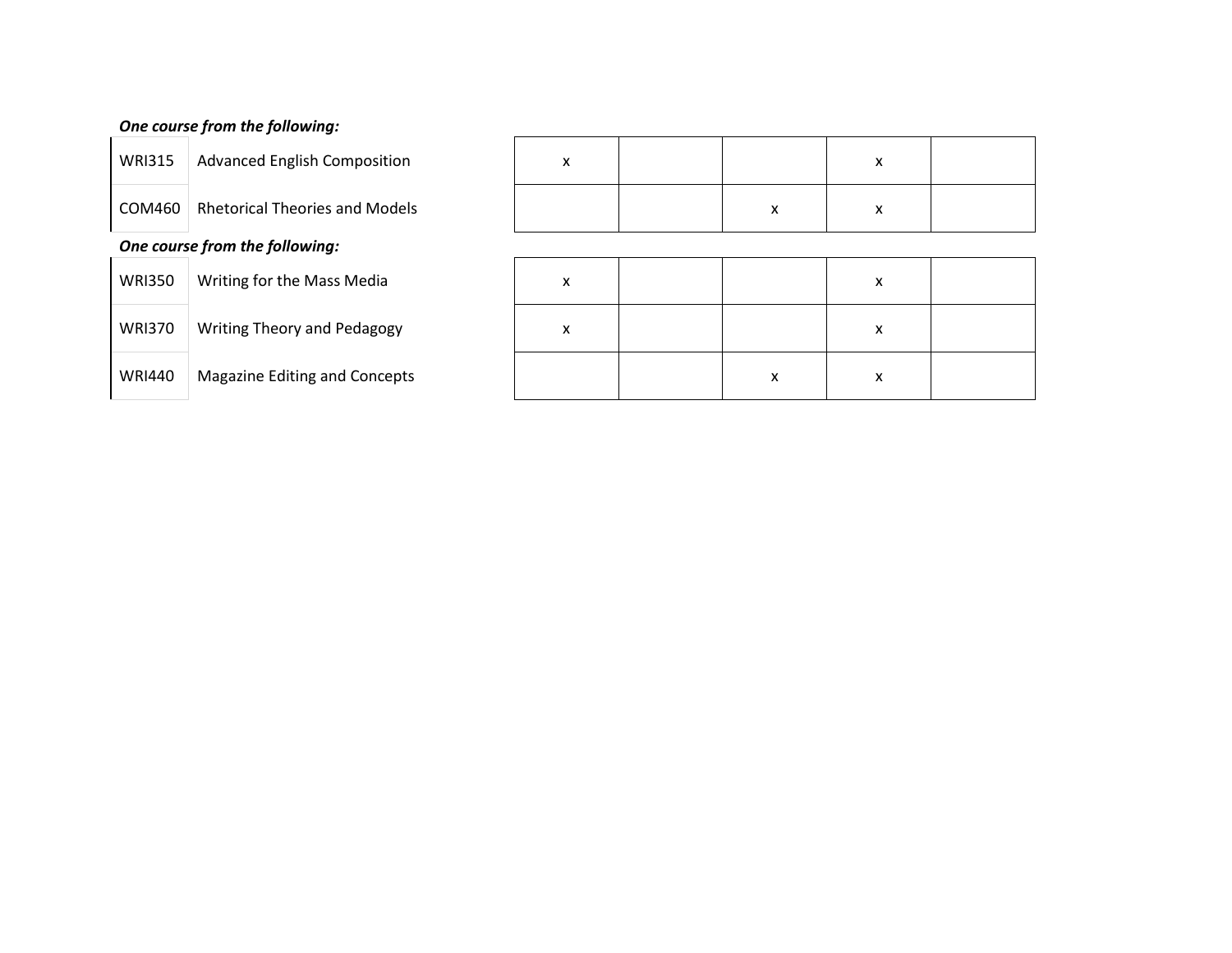***One course from the following:***

| | | | | | | |
|---|---|---|---|---|---|---|
| WRI315 | Advanced English Composition | x | | | x | |
| COM460 | Rhetorical Theories and Models | | | x | x | |

***One course from the following:***

| | | | | | | |
|---|---|---|---|---|---|---|
| WRI350 | Writing for the Mass Media | x | | | x | |
| WRI370 | Writing Theory and Pedagogy | x | | | x | |
| WRI440 | Magazine Editing and Concepts | | | x | x | |